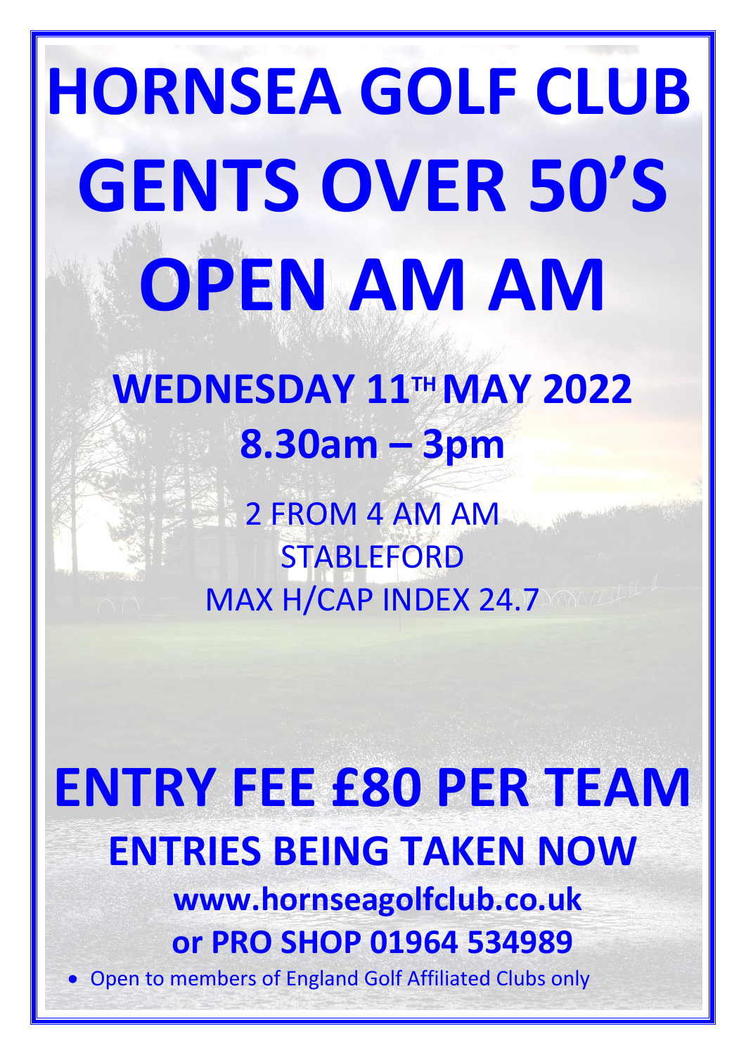# HORNSEA GOLF CLUB GENTS OVER 50'S OPEN AM AM

## WEDNESDAY 11TH MAY 2022

## 8.30am – 3pm

2 FROM 4 AM AM

STABLEFORD

MAX H/CAP INDEX 24.7

# ENTRY FEE £80 PER TEAM

## ENTRIES BEING TAKEN NOW

### www.hornseagolfclub.co.uk

### or PRO SHOP 01964 534989

- Open to members of England Golf Affiliated Clubs only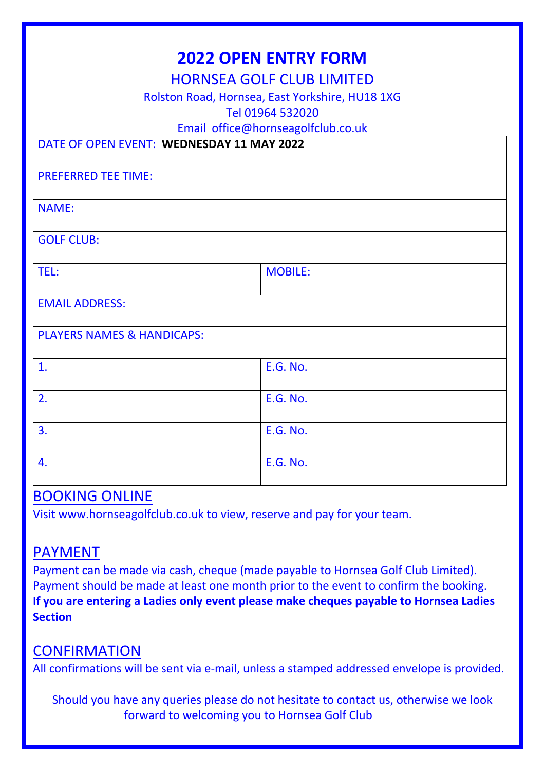# 2022 OPEN ENTRY FORM

HORNSEA GOLF CLUB LIMITED

Rolston Road, Hornsea, East Yorkshire, HU18 1XG

Tel 01964 532020

Email office@hornseagolfclub.co.uk

| | |
|---|---|
| DATE OF OPEN EVENT: **WEDNESDAY 11 MAY 2022** | |
| PREFERRED TEE TIME: | |
| NAME: | |
| GOLF CLUB: | |
| TEL: | MOBILE: |
| EMAIL ADDRESS: | |
| PLAYERS NAMES & HANDICAPS: | |
| 1. | E.G. No. |
| 2. | E.G. No. |
| 3. | E.G. No. |
| 4. | E.G. No. |

## BOOKING ONLINE

Visit www.hornseagolfclub.co.uk to view, reserve and pay for your team.

## PAYMENT

Payment can be made via cash, cheque (made payable to Hornsea Golf Club Limited). Payment should be made at least one month prior to the event to confirm the booking.

**If you are entering a Ladies only event please make cheques payable to Hornsea Ladies Section**

## CONFIRMATION

All confirmations will be sent via e-mail, unless a stamped addressed envelope is provided.

Should you have any queries please do not hesitate to contact us, otherwise we look forward to welcoming you to Hornsea Golf Club